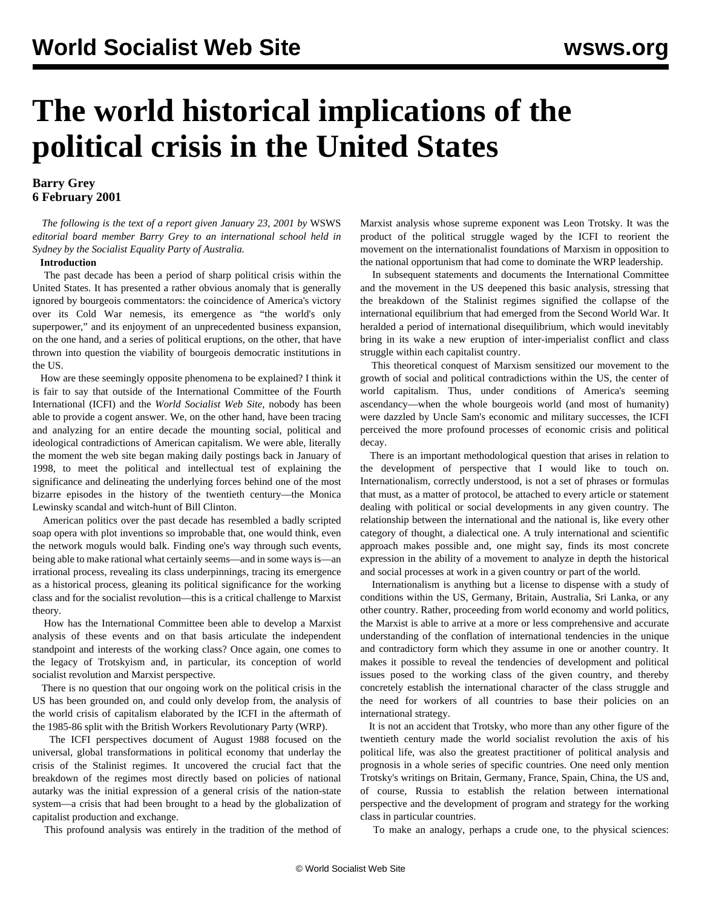# The world historical implications of the political crisis in the United States

**Barry Grey**
**6 February 2001**

*The following is the text of a report given January 23, 2001 by* WSWS *editorial board member Barry Grey to an international school held in Sydney by the Socialist Equality Party of Australia.*

**Introduction**

The past decade has been a period of sharp political crisis within the United States. It has presented a rather obvious anomaly that is generally ignored by bourgeois commentators: the coincidence of America's victory over its Cold War nemesis, its emergence as "the world's only superpower," and its enjoyment of an unprecedented business expansion, on the one hand, and a series of political eruptions, on the other, that have thrown into question the viability of bourgeois democratic institutions in the US.

How are these seemingly opposite phenomena to be explained? I think it is fair to say that outside of the International Committee of the Fourth International (ICFI) and the *World Socialist Web Site*, nobody has been able to provide a cogent answer. We, on the other hand, have been tracing and analyzing for an entire decade the mounting social, political and ideological contradictions of American capitalism. We were able, literally the moment the web site began making daily postings back in January of 1998, to meet the political and intellectual test of explaining the significance and delineating the underlying forces behind one of the most bizarre episodes in the history of the twentieth century—the Monica Lewinsky scandal and witch-hunt of Bill Clinton.

American politics over the past decade has resembled a badly scripted soap opera with plot inventions so improbable that, one would think, even the network moguls would balk. Finding one's way through such events, being able to make rational what certainly seems—and in some ways is—an irrational process, revealing its class underpinnings, tracing its emergence as a historical process, gleaning its political significance for the working class and for the socialist revolution—this is a critical challenge to Marxist theory.

How has the International Committee been able to develop a Marxist analysis of these events and on that basis articulate the independent standpoint and interests of the working class? Once again, one comes to the legacy of Trotskyism and, in particular, its conception of world socialist revolution and Marxist perspective.

There is no question that our ongoing work on the political crisis in the US has been grounded on, and could only develop from, the analysis of the world crisis of capitalism elaborated by the ICFI in the aftermath of the 1985-86 split with the British Workers Revolutionary Party (WRP).

The ICFI perspectives document of August 1988 focused on the universal, global transformations in political economy that underlay the crisis of the Stalinist regimes. It uncovered the crucial fact that the breakdown of the regimes most directly based on policies of national autarky was the initial expression of a general crisis of the nation-state system—a crisis that had been brought to a head by the globalization of capitalist production and exchange.

This profound analysis was entirely in the tradition of the method of Marxist analysis whose supreme exponent was Leon Trotsky. It was the product of the political struggle waged by the ICFI to reorient the movement on the internationalist foundations of Marxism in opposition to the national opportunism that had come to dominate the WRP leadership.

In subsequent statements and documents the International Committee and the movement in the US deepened this basic analysis, stressing that the breakdown of the Stalinist regimes signified the collapse of the international equilibrium that had emerged from the Second World War. It heralded a period of international disequilibrium, which would inevitably bring in its wake a new eruption of inter-imperialist conflict and class struggle within each capitalist country.

This theoretical conquest of Marxism sensitized our movement to the growth of social and political contradictions within the US, the center of world capitalism. Thus, under conditions of America's seeming ascendancy—when the whole bourgeois world (and most of humanity) were dazzled by Uncle Sam's economic and military successes, the ICFI perceived the more profound processes of economic crisis and political decay.

There is an important methodological question that arises in relation to the development of perspective that I would like to touch on. Internationalism, correctly understood, is not a set of phrases or formulas that must, as a matter of protocol, be attached to every article or statement dealing with political or social developments in any given country. The relationship between the international and the national is, like every other category of thought, a dialectical one. A truly international and scientific approach makes possible and, one might say, finds its most concrete expression in the ability of a movement to analyze in depth the historical and social processes at work in a given country or part of the world.

Internationalism is anything but a license to dispense with a study of conditions within the US, Germany, Britain, Australia, Sri Lanka, or any other country. Rather, proceeding from world economy and world politics, the Marxist is able to arrive at a more or less comprehensive and accurate understanding of the conflation of international tendencies in the unique and contradictory form which they assume in one or another country. It makes it possible to reveal the tendencies of development and political issues posed to the working class of the given country, and thereby concretely establish the international character of the class struggle and the need for workers of all countries to base their policies on an international strategy.

It is not an accident that Trotsky, who more than any other figure of the twentieth century made the world socialist revolution the axis of his political life, was also the greatest practitioner of political analysis and prognosis in a whole series of specific countries. One need only mention Trotsky's writings on Britain, Germany, France, Spain, China, the US and, of course, Russia to establish the relation between international perspective and the development of program and strategy for the working class in particular countries.

To make an analogy, perhaps a crude one, to the physical sciences: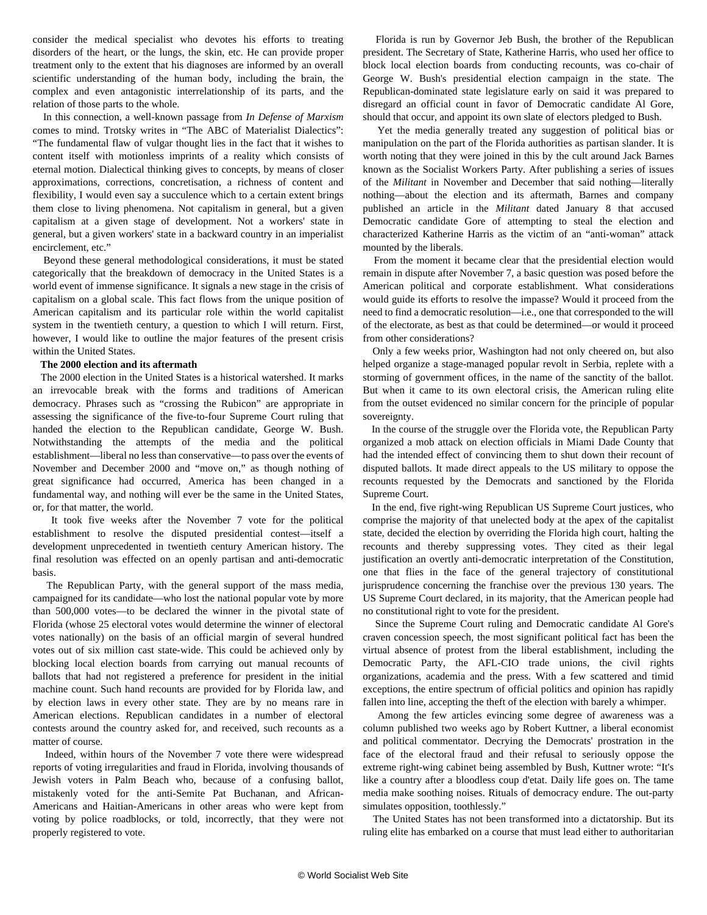consider the medical specialist who devotes his efforts to treating disorders of the heart, or the lungs, the skin, etc. He can provide proper treatment only to the extent that his diagnoses are informed by an overall scientific understanding of the human body, including the brain, the complex and even antagonistic interrelationship of its parts, and the relation of those parts to the whole.

In this connection, a well-known passage from *In Defense of Marxism* comes to mind. Trotsky writes in "The ABC of Materialist Dialectics": "The fundamental flaw of vulgar thought lies in the fact that it wishes to content itself with motionless imprints of a reality which consists of eternal motion. Dialectical thinking gives to concepts, by means of closer approximations, corrections, concretisation, a richness of content and flexibility, I would even say a succulence which to a certain extent brings them close to living phenomena. Not capitalism in general, but a given capitalism at a given stage of development. Not a workers' state in general, but a given workers' state in a backward country in an imperialist encirclement, etc."

Beyond these general methodological considerations, it must be stated categorically that the breakdown of democracy in the United States is a world event of immense significance. It signals a new stage in the crisis of capitalism on a global scale. This fact flows from the unique position of American capitalism and its particular role within the world capitalist system in the twentieth century, a question to which I will return. First, however, I would like to outline the major features of the present crisis within the United States.

**The 2000 election and its aftermath**

The 2000 election in the United States is a historical watershed. It marks an irrevocable break with the forms and traditions of American democracy. Phrases such as "crossing the Rubicon" are appropriate in assessing the significance of the five-to-four Supreme Court ruling that handed the election to the Republican candidate, George W. Bush. Notwithstanding the attempts of the media and the political establishment—liberal no less than conservative—to pass over the events of November and December 2000 and "move on," as though nothing of great significance had occurred, America has been changed in a fundamental way, and nothing will ever be the same in the United States, or, for that matter, the world.

It took five weeks after the November 7 vote for the political establishment to resolve the disputed presidential contest—itself a development unprecedented in twentieth century American history. The final resolution was effected on an openly partisan and anti-democratic basis.

The Republican Party, with the general support of the mass media, campaigned for its candidate—who lost the national popular vote by more than 500,000 votes—to be declared the winner in the pivotal state of Florida (whose 25 electoral votes would determine the winner of electoral votes nationally) on the basis of an official margin of several hundred votes out of six million cast state-wide. This could be achieved only by blocking local election boards from carrying out manual recounts of ballots that had not registered a preference for president in the initial machine count. Such hand recounts are provided for by Florida law, and by election laws in every other state. They are by no means rare in American elections. Republican candidates in a number of electoral contests around the country asked for, and received, such recounts as a matter of course.

Indeed, within hours of the November 7 vote there were widespread reports of voting irregularities and fraud in Florida, involving thousands of Jewish voters in Palm Beach who, because of a confusing ballot, mistakenly voted for the anti-Semite Pat Buchanan, and African-Americans and Haitian-Americans in other areas who were kept from voting by police roadblocks, or told, incorrectly, that they were not properly registered to vote.

Florida is run by Governor Jeb Bush, the brother of the Republican president. The Secretary of State, Katherine Harris, who used her office to block local election boards from conducting recounts, was co-chair of George W. Bush's presidential election campaign in the state. The Republican-dominated state legislature early on said it was prepared to disregard an official count in favor of Democratic candidate Al Gore, should that occur, and appoint its own slate of electors pledged to Bush.

Yet the media generally treated any suggestion of political bias or manipulation on the part of the Florida authorities as partisan slander. It is worth noting that they were joined in this by the cult around Jack Barnes known as the Socialist Workers Party. After publishing a series of issues of the *Militant* in November and December that said nothing—literally nothing—about the election and its aftermath, Barnes and company published an article in the *Militant* dated January 8 that accused Democratic candidate Gore of attempting to steal the election and characterized Katherine Harris as the victim of an "anti-woman" attack mounted by the liberals.

From the moment it became clear that the presidential election would remain in dispute after November 7, a basic question was posed before the American political and corporate establishment. What considerations would guide its efforts to resolve the impasse? Would it proceed from the need to find a democratic resolution—i.e., one that corresponded to the will of the electorate, as best as that could be determined—or would it proceed from other considerations?

Only a few weeks prior, Washington had not only cheered on, but also helped organize a stage-managed popular revolt in Serbia, replete with a storming of government offices, in the name of the sanctity of the ballot. But when it came to its own electoral crisis, the American ruling elite from the outset evidenced no similar concern for the principle of popular sovereignty.

In the course of the struggle over the Florida vote, the Republican Party organized a mob attack on election officials in Miami Dade County that had the intended effect of convincing them to shut down their recount of disputed ballots. It made direct appeals to the US military to oppose the recounts requested by the Democrats and sanctioned by the Florida Supreme Court.

In the end, five right-wing Republican US Supreme Court justices, who comprise the majority of that unelected body at the apex of the capitalist state, decided the election by overriding the Florida high court, halting the recounts and thereby suppressing votes. They cited as their legal justification an overtly anti-democratic interpretation of the Constitution, one that flies in the face of the general trajectory of constitutional jurisprudence concerning the franchise over the previous 130 years. The US Supreme Court declared, in its majority, that the American people had no constitutional right to vote for the president.

Since the Supreme Court ruling and Democratic candidate Al Gore's craven concession speech, the most significant political fact has been the virtual absence of protest from the liberal establishment, including the Democratic Party, the AFL-CIO trade unions, the civil rights organizations, academia and the press. With a few scattered and timid exceptions, the entire spectrum of official politics and opinion has rapidly fallen into line, accepting the theft of the election with barely a whimper.

Among the few articles evincing some degree of awareness was a column published two weeks ago by Robert Kuttner, a liberal economist and political commentator. Decrying the Democrats' prostration in the face of the electoral fraud and their refusal to seriously oppose the extreme right-wing cabinet being assembled by Bush, Kuttner wrote: "It's like a country after a bloodless coup d'etat. Daily life goes on. The tame media make soothing noises. Rituals of democracy endure. The out-party simulates opposition, toothlessly."

The United States has not been transformed into a dictatorship. But its ruling elite has embarked on a course that must lead either to authoritarian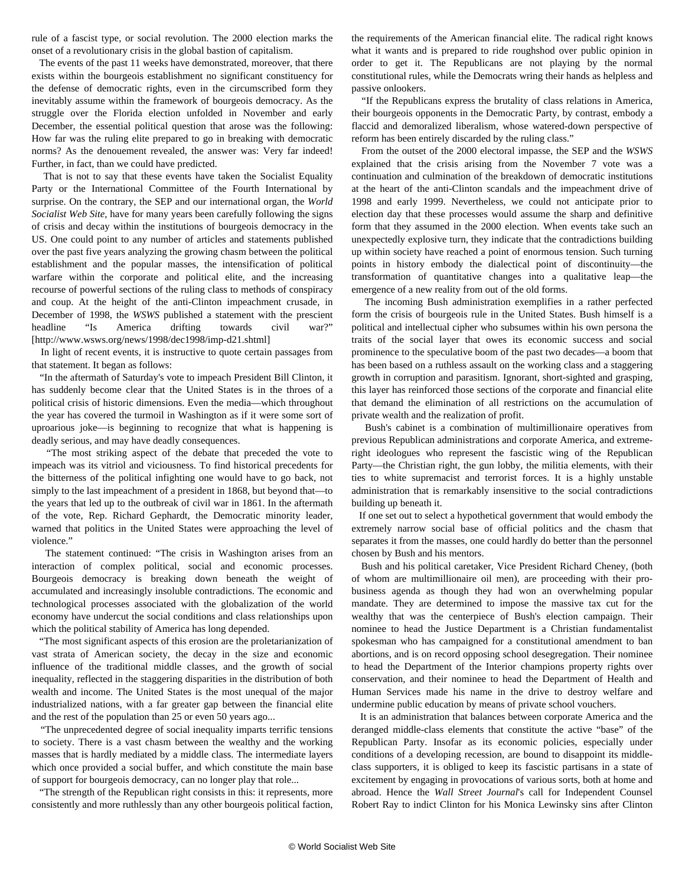rule of a fascist type, or social revolution. The 2000 election marks the onset of a revolutionary crisis in the global bastion of capitalism.

The events of the past 11 weeks have demonstrated, moreover, that there exists within the bourgeois establishment no significant constituency for the defense of democratic rights, even in the circumscribed form they inevitably assume within the framework of bourgeois democracy. As the struggle over the Florida election unfolded in November and early December, the essential political question that arose was the following: How far was the ruling elite prepared to go in breaking with democratic norms? As the denouement revealed, the answer was: Very far indeed! Further, in fact, than we could have predicted.

That is not to say that these events have taken the Socialist Equality Party or the International Committee of the Fourth International by surprise. On the contrary, the SEP and our international organ, the *World Socialist Web Site*, have for many years been carefully following the signs of crisis and decay within the institutions of bourgeois democracy in the US. One could point to any number of articles and statements published over the past five years analyzing the growing chasm between the political establishment and the popular masses, the intensification of political warfare within the corporate and political elite, and the increasing recourse of powerful sections of the ruling class to methods of conspiracy and coup. At the height of the anti-Clinton impeachment crusade, in December of 1998, the *WSWS* published a statement with the prescient headline "Is America drifting towards civil war?" [http://www.wsws.org/news/1998/dec1998/imp-d21.shtml]

In light of recent events, it is instructive to quote certain passages from that statement. It began as follows:

"In the aftermath of Saturday's vote to impeach President Bill Clinton, it has suddenly become clear that the United States is in the throes of a political crisis of historic dimensions. Even the media—which throughout the year has covered the turmoil in Washington as if it were some sort of uproarious joke—is beginning to recognize that what is happening is deadly serious, and may have deadly consequences.

"The most striking aspect of the debate that preceded the vote to impeach was its vitriol and viciousness. To find historical precedents for the bitterness of the political infighting one would have to go back, not simply to the last impeachment of a president in 1868, but beyond that—to the years that led up to the outbreak of civil war in 1861. In the aftermath of the vote, Rep. Richard Gephardt, the Democratic minority leader, warned that politics in the United States were approaching the level of violence."

The statement continued: "The crisis in Washington arises from an interaction of complex political, social and economic processes. Bourgeois democracy is breaking down beneath the weight of accumulated and increasingly insoluble contradictions. The economic and technological processes associated with the globalization of the world economy have undercut the social conditions and class relationships upon which the political stability of America has long depended.

"The most significant aspects of this erosion are the proletarianization of vast strata of American society, the decay in the size and economic influence of the traditional middle classes, and the growth of social inequality, reflected in the staggering disparities in the distribution of both wealth and income. The United States is the most unequal of the major industrialized nations, with a far greater gap between the financial elite and the rest of the population than 25 or even 50 years ago...

"The unprecedented degree of social inequality imparts terrific tensions to society. There is a vast chasm between the wealthy and the working masses that is hardly mediated by a middle class. The intermediate layers which once provided a social buffer, and which constitute the main base of support for bourgeois democracy, can no longer play that role...

"The strength of the Republican right consists in this: it represents, more consistently and more ruthlessly than any other bourgeois political faction, the requirements of the American financial elite. The radical right knows what it wants and is prepared to ride roughshod over public opinion in order to get it. The Republicans are not playing by the normal constitutional rules, while the Democrats wring their hands as helpless and passive onlookers.

"If the Republicans express the brutality of class relations in America, their bourgeois opponents in the Democratic Party, by contrast, embody a flaccid and demoralized liberalism, whose watered-down perspective of reform has been entirely discarded by the ruling class."

From the outset of the 2000 electoral impasse, the SEP and the *WSWS* explained that the crisis arising from the November 7 vote was a continuation and culmination of the breakdown of democratic institutions at the heart of the anti-Clinton scandals and the impeachment drive of 1998 and early 1999. Nevertheless, we could not anticipate prior to election day that these processes would assume the sharp and definitive form that they assumed in the 2000 election. When events take such an unexpectedly explosive turn, they indicate that the contradictions building up within society have reached a point of enormous tension. Such turning points in history embody the dialectical point of discontinuity—the transformation of quantitative changes into a qualitative leap—the emergence of a new reality from out of the old forms.

The incoming Bush administration exemplifies in a rather perfected form the crisis of bourgeois rule in the United States. Bush himself is a political and intellectual cipher who subsumes within his own persona the traits of the social layer that owes its economic success and social prominence to the speculative boom of the past two decades—a boom that has been based on a ruthless assault on the working class and a staggering growth in corruption and parasitism. Ignorant, short-sighted and grasping, this layer has reinforced those sections of the corporate and financial elite that demand the elimination of all restrictions on the accumulation of private wealth and the realization of profit.

Bush's cabinet is a combination of multimillionaire operatives from previous Republican administrations and corporate America, and extreme-right ideologues who represent the fascistic wing of the Republican Party—the Christian right, the gun lobby, the militia elements, with their ties to white supremacist and terrorist forces. It is a highly unstable administration that is remarkably insensitive to the social contradictions building up beneath it.

If one set out to select a hypothetical government that would embody the extremely narrow social base of official politics and the chasm that separates it from the masses, one could hardly do better than the personnel chosen by Bush and his mentors.

Bush and his political caretaker, Vice President Richard Cheney, (both of whom are multimillionaire oil men), are proceeding with their pro-business agenda as though they had won an overwhelming popular mandate. They are determined to impose the massive tax cut for the wealthy that was the centerpiece of Bush's election campaign. Their nominee to head the Justice Department is a Christian fundamentalist spokesman who has campaigned for a constitutional amendment to ban abortions, and is on record opposing school desegregation. Their nominee to head the Department of the Interior champions property rights over conservation, and their nominee to head the Department of Health and Human Services made his name in the drive to destroy welfare and undermine public education by means of private school vouchers.

It is an administration that balances between corporate America and the deranged middle-class elements that constitute the active "base" of the Republican Party. Insofar as its economic policies, especially under conditions of a developing recession, are bound to disappoint its middle-class supporters, it is obliged to keep its fascistic partisans in a state of excitement by engaging in provocations of various sorts, both at home and abroad. Hence the *Wall Street Journal*'s call for Independent Counsel Robert Ray to indict Clinton for his Monica Lewinsky sins after Clinton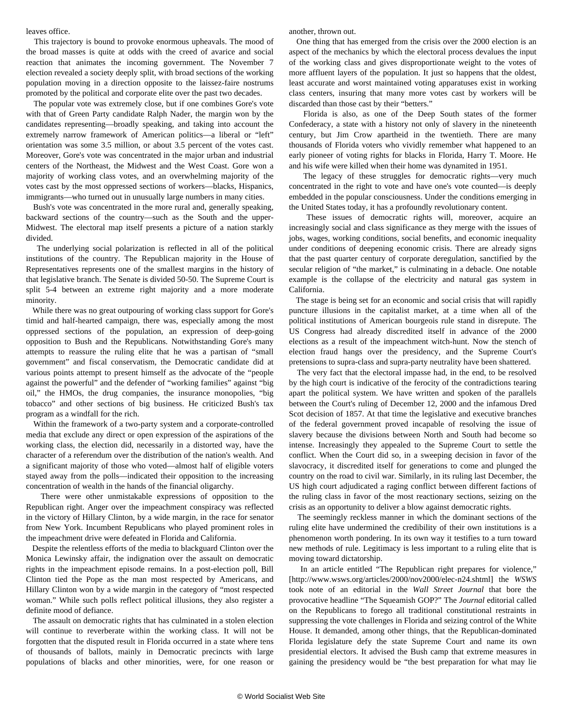leaves office.

This trajectory is bound to provoke enormous upheavals. The mood of the broad masses is quite at odds with the creed of avarice and social reaction that animates the incoming government. The November 7 election revealed a society deeply split, with broad sections of the working population moving in a direction opposite to the laissez-faire nostrums promoted by the political and corporate elite over the past two decades.

The popular vote was extremely close, but if one combines Gore's vote with that of Green Party candidate Ralph Nader, the margin won by the candidates representing—broadly speaking, and taking into account the extremely narrow framework of American politics—a liberal or "left" orientation was some 3.5 million, or about 3.5 percent of the votes cast. Moreover, Gore's vote was concentrated in the major urban and industrial centers of the Northeast, the Midwest and the West Coast. Gore won a majority of working class votes, and an overwhelming majority of the votes cast by the most oppressed sections of workers—blacks, Hispanics, immigrants—who turned out in unusually large numbers in many cities.

Bush's vote was concentrated in the more rural and, generally speaking, backward sections of the country—such as the South and the upper-Midwest. The electoral map itself presents a picture of a nation starkly divided.

The underlying social polarization is reflected in all of the political institutions of the country. The Republican majority in the House of Representatives represents one of the smallest margins in the history of that legislative branch. The Senate is divided 50-50. The Supreme Court is split 5-4 between an extreme right majority and a more moderate minority.

While there was no great outpouring of working class support for Gore's timid and half-hearted campaign, there was, especially among the most oppressed sections of the population, an expression of deep-going opposition to Bush and the Republicans. Notwithstanding Gore's many attempts to reassure the ruling elite that he was a partisan of "small government" and fiscal conservatism, the Democratic candidate did at various points attempt to present himself as the advocate of the "people against the powerful" and the defender of "working families" against "big oil," the HMOs, the drug companies, the insurance monopolies, "big tobacco" and other sections of big business. He criticized Bush's tax program as a windfall for the rich.

Within the framework of a two-party system and a corporate-controlled media that exclude any direct or open expression of the aspirations of the working class, the election did, necessarily in a distorted way, have the character of a referendum over the distribution of the nation's wealth. And a significant majority of those who voted—almost half of eligible voters stayed away from the polls—indicated their opposition to the increasing concentration of wealth in the hands of the financial oligarchy.

There were other unmistakable expressions of opposition to the Republican right. Anger over the impeachment conspiracy was reflected in the victory of Hillary Clinton, by a wide margin, in the race for senator from New York. Incumbent Republicans who played prominent roles in the impeachment drive were defeated in Florida and California.

Despite the relentless efforts of the media to blackguard Clinton over the Monica Lewinsky affair, the indignation over the assault on democratic rights in the impeachment episode remains. In a post-election poll, Bill Clinton tied the Pope as the man most respected by Americans, and Hillary Clinton won by a wide margin in the category of "most respected woman." While such polls reflect political illusions, they also register a definite mood of defiance.

The assault on democratic rights that has culminated in a stolen election will continue to reverberate within the working class. It will not be forgotten that the disputed result in Florida occurred in a state where tens of thousands of ballots, mainly in Democratic precincts with large populations of blacks and other minorities, were, for one reason or another, thrown out.

One thing that has emerged from the crisis over the 2000 election is an aspect of the mechanics by which the electoral process devalues the input of the working class and gives disproportionate weight to the votes of more affluent layers of the population. It just so happens that the oldest, least accurate and worst maintained voting apparatuses exist in working class centers, insuring that many more votes cast by workers will be discarded than those cast by their "betters."

Florida is also, as one of the Deep South states of the former Confederacy, a state with a history not only of slavery in the nineteenth century, but Jim Crow apartheid in the twentieth. There are many thousands of Florida voters who vividly remember what happened to an early pioneer of voting rights for blacks in Florida, Harry T. Moore. He and his wife were killed when their home was dynamited in 1951.

The legacy of these struggles for democratic rights—very much concentrated in the right to vote and have one's vote counted—is deeply embedded in the popular consciousness. Under the conditions emerging in the United States today, it has a profoundly revolutionary content.

These issues of democratic rights will, moreover, acquire an increasingly social and class significance as they merge with the issues of jobs, wages, working conditions, social benefits, and economic inequality under conditions of deepening economic crisis. There are already signs that the past quarter century of corporate deregulation, sanctified by the secular religion of "the market," is culminating in a debacle. One notable example is the collapse of the electricity and natural gas system in California.

The stage is being set for an economic and social crisis that will rapidly puncture illusions in the capitalist market, at a time when all of the political institutions of American bourgeois rule stand in disrepute. The US Congress had already discredited itself in advance of the 2000 elections as a result of the impeachment witch-hunt. Now the stench of election fraud hangs over the presidency, and the Supreme Court's pretensions to supra-class and supra-party neutrality have been shattered.

The very fact that the electoral impasse had, in the end, to be resolved by the high court is indicative of the ferocity of the contradictions tearing apart the political system. We have written and spoken of the parallels between the Court's ruling of December 12, 2000 and the infamous Dred Scot decision of 1857. At that time the legislative and executive branches of the federal government proved incapable of resolving the issue of slavery because the divisions between North and South had become so intense. Increasingly they appealed to the Supreme Court to settle the conflict. When the Court did so, in a sweeping decision in favor of the slavocracy, it discredited itself for generations to come and plunged the country on the road to civil war. Similarly, in its ruling last December, the US high court adjudicated a raging conflict between different factions of the ruling class in favor of the most reactionary sections, seizing on the crisis as an opportunity to deliver a blow against democratic rights.

The seemingly reckless manner in which the dominant sections of the ruling elite have undermined the credibility of their own institutions is a phenomenon worth pondering. In its own way it testifies to a turn toward new methods of rule. Legitimacy is less important to a ruling elite that is moving toward dictatorship.

In an article entitled "The Republican right prepares for violence," [http://www.wsws.org/articles/2000/nov2000/elec-n24.shtml] the *WSWS* took note of an editorial in the *Wall Street Journal* that bore the provocative headline "The Squeamish GOP?" The *Journal* editorial called on the Republicans to forego all traditional constitutional restraints in suppressing the vote challenges in Florida and seizing control of the White House. It demanded, among other things, that the Republican-dominated Florida legislature defy the state Supreme Court and name its own presidential electors. It advised the Bush camp that extreme measures in gaining the presidency would be "the best preparation for what may lie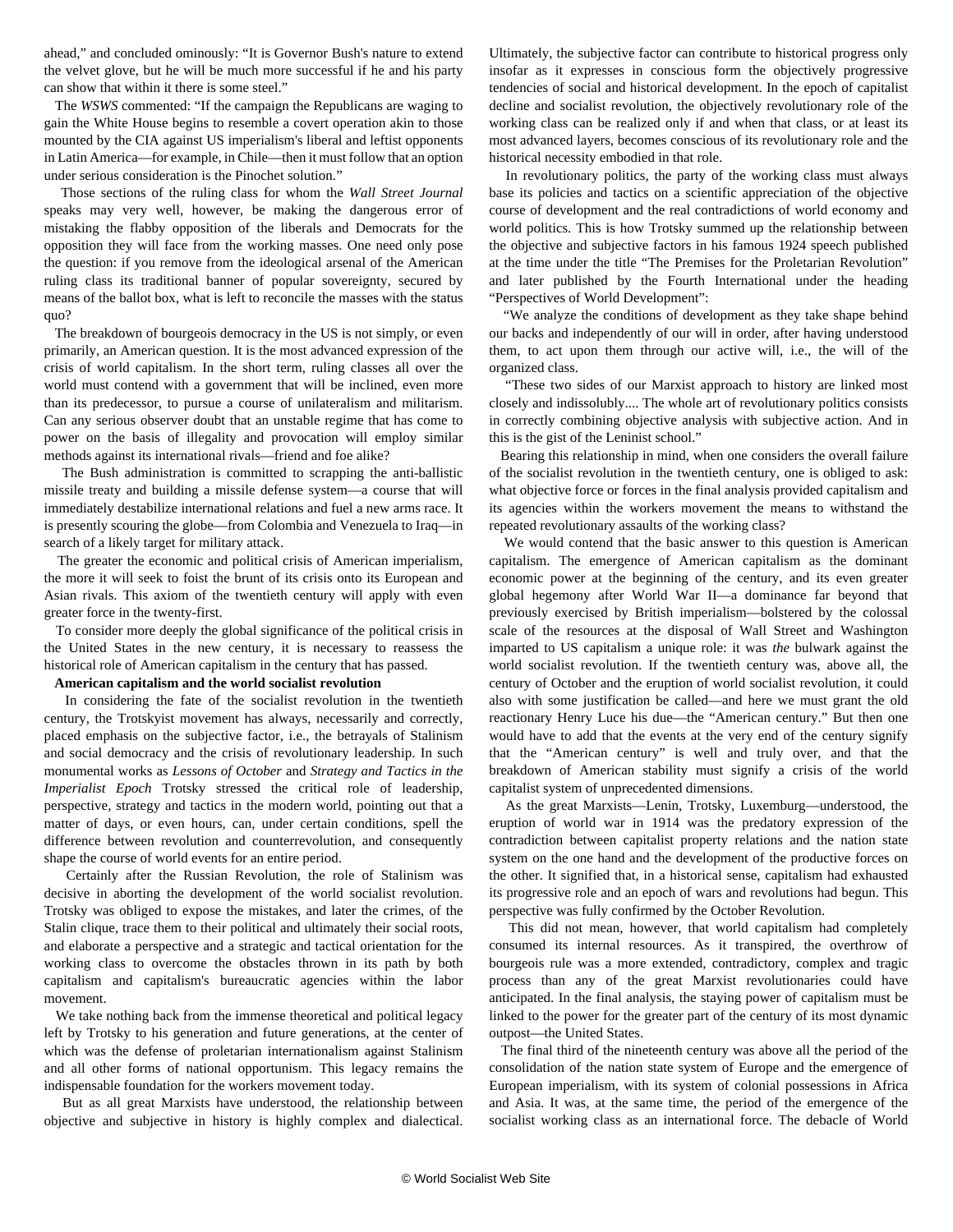ahead," and concluded ominously: "It is Governor Bush's nature to extend the velvet glove, but he will be much more successful if he and his party can show that within it there is some steel."

The *WSWS* commented: "If the campaign the Republicans are waging to gain the White House begins to resemble a covert operation akin to those mounted by the CIA against US imperialism's liberal and leftist opponents in Latin America—for example, in Chile—then it must follow that an option under serious consideration is the Pinochet solution."

Those sections of the ruling class for whom the *Wall Street Journal* speaks may very well, however, be making the dangerous error of mistaking the flabby opposition of the liberals and Democrats for the opposition they will face from the working masses. One need only pose the question: if you remove from the ideological arsenal of the American ruling class its traditional banner of popular sovereignty, secured by means of the ballot box, what is left to reconcile the masses with the status quo?

The breakdown of bourgeois democracy in the US is not simply, or even primarily, an American question. It is the most advanced expression of the crisis of world capitalism. In the short term, ruling classes all over the world must contend with a government that will be inclined, even more than its predecessor, to pursue a course of unilateralism and militarism. Can any serious observer doubt that an unstable regime that has come to power on the basis of illegality and provocation will employ similar methods against its international rivals—friend and foe alike?

The Bush administration is committed to scrapping the anti-ballistic missile treaty and building a missile defense system—a course that will immediately destabilize international relations and fuel a new arms race. It is presently scouring the globe—from Colombia and Venezuela to Iraq—in search of a likely target for military attack.

The greater the economic and political crisis of American imperialism, the more it will seek to foist the brunt of its crisis onto its European and Asian rivals. This axiom of the twentieth century will apply with even greater force in the twenty-first.

To consider more deeply the global significance of the political crisis in the United States in the new century, it is necessary to reassess the historical role of American capitalism in the century that has passed.

**American capitalism and the world socialist revolution**

In considering the fate of the socialist revolution in the twentieth century, the Trotskyist movement has always, necessarily and correctly, placed emphasis on the subjective factor, i.e., the betrayals of Stalinism and social democracy and the crisis of revolutionary leadership. In such monumental works as *Lessons of October* and *Strategy and Tactics in the Imperialist Epoch* Trotsky stressed the critical role of leadership, perspective, strategy and tactics in the modern world, pointing out that a matter of days, or even hours, can, under certain conditions, spell the difference between revolution and counterrevolution, and consequently shape the course of world events for an entire period.

Certainly after the Russian Revolution, the role of Stalinism was decisive in aborting the development of the world socialist revolution. Trotsky was obliged to expose the mistakes, and later the crimes, of the Stalin clique, trace them to their political and ultimately their social roots, and elaborate a perspective and a strategic and tactical orientation for the working class to overcome the obstacles thrown in its path by both capitalism and capitalism's bureaucratic agencies within the labor movement.

We take nothing back from the immense theoretical and political legacy left by Trotsky to his generation and future generations, at the center of which was the defense of proletarian internationalism against Stalinism and all other forms of national opportunism. This legacy remains the indispensable foundation for the workers movement today.

But as all great Marxists have understood, the relationship between objective and subjective in history is highly complex and dialectical. Ultimately, the subjective factor can contribute to historical progress only insofar as it expresses in conscious form the objectively progressive tendencies of social and historical development. In the epoch of capitalist decline and socialist revolution, the objectively revolutionary role of the working class can be realized only if and when that class, or at least its most advanced layers, becomes conscious of its revolutionary role and the historical necessity embodied in that role.

In revolutionary politics, the party of the working class must always base its policies and tactics on a scientific appreciation of the objective course of development and the real contradictions of world economy and world politics. This is how Trotsky summed up the relationship between the objective and subjective factors in his famous 1924 speech published at the time under the title "The Premises for the Proletarian Revolution" and later published by the Fourth International under the heading "Perspectives of World Development":

"We analyze the conditions of development as they take shape behind our backs and independently of our will in order, after having understood them, to act upon them through our active will, i.e., the will of the organized class.

"These two sides of our Marxist approach to history are linked most closely and indissolubly.... The whole art of revolutionary politics consists in correctly combining objective analysis with subjective action. And in this is the gist of the Leninist school."

Bearing this relationship in mind, when one considers the overall failure of the socialist revolution in the twentieth century, one is obliged to ask: what objective force or forces in the final analysis provided capitalism and its agencies within the workers movement the means to withstand the repeated revolutionary assaults of the working class?

We would contend that the basic answer to this question is American capitalism. The emergence of American capitalism as the dominant economic power at the beginning of the century, and its even greater global hegemony after World War II—a dominance far beyond that previously exercised by British imperialism—bolstered by the colossal scale of the resources at the disposal of Wall Street and Washington imparted to US capitalism a unique role: it was *the* bulwark against the world socialist revolution. If the twentieth century was, above all, the century of October and the eruption of world socialist revolution, it could also with some justification be called—and here we must grant the old reactionary Henry Luce his due—the "American century." But then one would have to add that the events at the very end of the century signify that the "American century" is well and truly over, and that the breakdown of American stability must signify a crisis of the world capitalist system of unprecedented dimensions.

As the great Marxists—Lenin, Trotsky, Luxemburg—understood, the eruption of world war in 1914 was the predatory expression of the contradiction between capitalist property relations and the nation state system on the one hand and the development of the productive forces on the other. It signified that, in a historical sense, capitalism had exhausted its progressive role and an epoch of wars and revolutions had begun. This perspective was fully confirmed by the October Revolution.

This did not mean, however, that world capitalism had completely consumed its internal resources. As it transpired, the overthrow of bourgeois rule was a more extended, contradictory, complex and tragic process than any of the great Marxist revolutionaries could have anticipated. In the final analysis, the staying power of capitalism must be linked to the power for the greater part of the century of its most dynamic outpost—the United States.

The final third of the nineteenth century was above all the period of the consolidation of the nation state system of Europe and the emergence of European imperialism, with its system of colonial possessions in Africa and Asia. It was, at the same time, the period of the emergence of the socialist working class as an international force. The debacle of World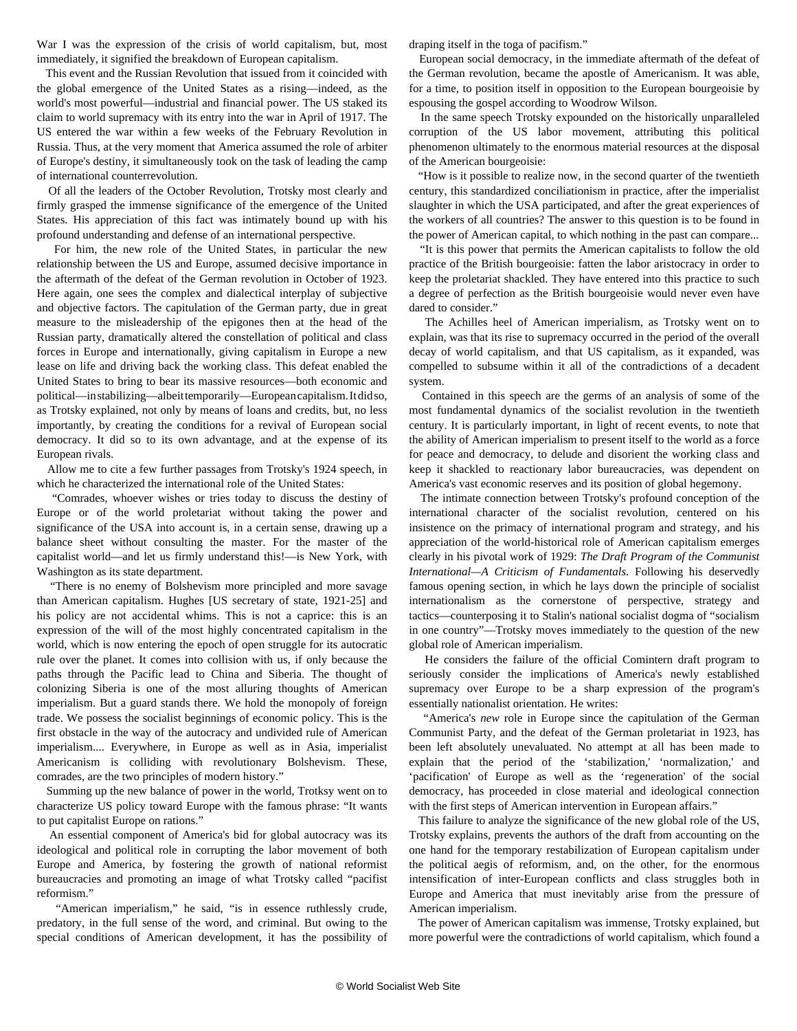War I was the expression of the crisis of world capitalism, but, most immediately, it signified the breakdown of European capitalism.

This event and the Russian Revolution that issued from it coincided with the global emergence of the United States as a rising—indeed, as the world's most powerful—industrial and financial power. The US staked its claim to world supremacy with its entry into the war in April of 1917. The US entered the war within a few weeks of the February Revolution in Russia. Thus, at the very moment that America assumed the role of arbiter of Europe's destiny, it simultaneously took on the task of leading the camp of international counterrevolution.

Of all the leaders of the October Revolution, Trotsky most clearly and firmly grasped the immense significance of the emergence of the United States. His appreciation of this fact was intimately bound up with his profound understanding and defense of an international perspective.

For him, the new role of the United States, in particular the new relationship between the US and Europe, assumed decisive importance in the aftermath of the defeat of the German revolution in October of 1923. Here again, one sees the complex and dialectical interplay of subjective and objective factors. The capitulation of the German party, due in great measure to the misleadership of the epigones then at the head of the Russian party, dramatically altered the constellation of political and class forces in Europe and internationally, giving capitalism in Europe a new lease on life and driving back the working class. This defeat enabled the United States to bring to bear its massive resources—both economic and political—in stabilizing—albeit temporarily—European capitalism. It did so, as Trotsky explained, not only by means of loans and credits, but, no less importantly, by creating the conditions for a revival of European social democracy. It did so to its own advantage, and at the expense of its European rivals.

Allow me to cite a few further passages from Trotsky's 1924 speech, in which he characterized the international role of the United States:

"Comrades, whoever wishes or tries today to discuss the destiny of Europe or of the world proletariat without taking the power and significance of the USA into account is, in a certain sense, drawing up a balance sheet without consulting the master. For the master of the capitalist world—and let us firmly understand this!—is New York, with Washington as its state department.

"There is no enemy of Bolshevism more principled and more savage than American capitalism. Hughes [US secretary of state, 1921-25] and his policy are not accidental whims. This is not a caprice: this is an expression of the will of the most highly concentrated capitalism in the world, which is now entering the epoch of open struggle for its autocratic rule over the planet. It comes into collision with us, if only because the paths through the Pacific lead to China and Siberia. The thought of colonizing Siberia is one of the most alluring thoughts of American imperialism. But a guard stands there. We hold the monopoly of foreign trade. We possess the socialist beginnings of economic policy. This is the first obstacle in the way of the autocracy and undivided rule of American imperialism.... Everywhere, in Europe as well as in Asia, imperialist Americanism is colliding with revolutionary Bolshevism. These, comrades, are the two principles of modern history."

Summing up the new balance of power in the world, Trotksy went on to characterize US policy toward Europe with the famous phrase: "It wants to put capitalist Europe on rations."

An essential component of America's bid for global autocracy was its ideological and political role in corrupting the labor movement of both Europe and America, by fostering the growth of national reformist bureaucracies and promoting an image of what Trotsky called "pacifist reformism."

"American imperialism," he said, "is in essence ruthlessly crude, predatory, in the full sense of the word, and criminal. But owing to the special conditions of American development, it has the possibility of draping itself in the toga of pacifism."

European social democracy, in the immediate aftermath of the defeat of the German revolution, became the apostle of Americanism. It was able, for a time, to position itself in opposition to the European bourgeoisie by espousing the gospel according to Woodrow Wilson.

In the same speech Trotsky expounded on the historically unparalleled corruption of the US labor movement, attributing this political phenomenon ultimately to the enormous material resources at the disposal of the American bourgeoisie:

"How is it possible to realize now, in the second quarter of the twentieth century, this standardized conciliationism in practice, after the imperialist slaughter in which the USA participated, and after the great experiences of the workers of all countries? The answer to this question is to be found in the power of American capital, to which nothing in the past can compare...

"It is this power that permits the American capitalists to follow the old practice of the British bourgeoisie: fatten the labor aristocracy in order to keep the proletariat shackled. They have entered into this practice to such a degree of perfection as the British bourgeoisie would never even have dared to consider."

The Achilles heel of American imperialism, as Trotsky went on to explain, was that its rise to supremacy occurred in the period of the overall decay of world capitalism, and that US capitalism, as it expanded, was compelled to subsume within it all of the contradictions of a decadent system.

Contained in this speech are the germs of an analysis of some of the most fundamental dynamics of the socialist revolution in the twentieth century. It is particularly important, in light of recent events, to note that the ability of American imperialism to present itself to the world as a force for peace and democracy, to delude and disorient the working class and keep it shackled to reactionary labor bureaucracies, was dependent on America's vast economic reserves and its position of global hegemony.

The intimate connection between Trotsky's profound conception of the international character of the socialist revolution, centered on his insistence on the primacy of international program and strategy, and his appreciation of the world-historical role of American capitalism emerges clearly in his pivotal work of 1929: *The Draft Program of the Communist International—A Criticism of Fundamentals*. Following his deservedly famous opening section, in which he lays down the principle of socialist internationalism as the cornerstone of perspective, strategy and tactics—counterposing it to Stalin's national socialist dogma of "socialism in one country"—Trotsky moves immediately to the question of the new global role of American imperialism.

He considers the failure of the official Comintern draft program to seriously consider the implications of America's newly established supremacy over Europe to be a sharp expression of the program's essentially nationalist orientation. He writes:

"America's *new* role in Europe since the capitulation of the German Communist Party, and the defeat of the German proletariat in 1923, has been left absolutely unevaluated. No attempt at all has been made to explain that the period of the 'stabilization,' 'normalization,' and 'pacification' of Europe as well as the 'regeneration' of the social democracy, has proceeded in close material and ideological connection with the first steps of American intervention in European affairs."

This failure to analyze the significance of the new global role of the US, Trotsky explains, prevents the authors of the draft from accounting on the one hand for the temporary restabilization of European capitalism under the political aegis of reformism, and, on the other, for the enormous intensification of inter-European conflicts and class struggles both in Europe and America that must inevitably arise from the pressure of American imperialism.

The power of American capitalism was immense, Trotsky explained, but more powerful were the contradictions of world capitalism, which found a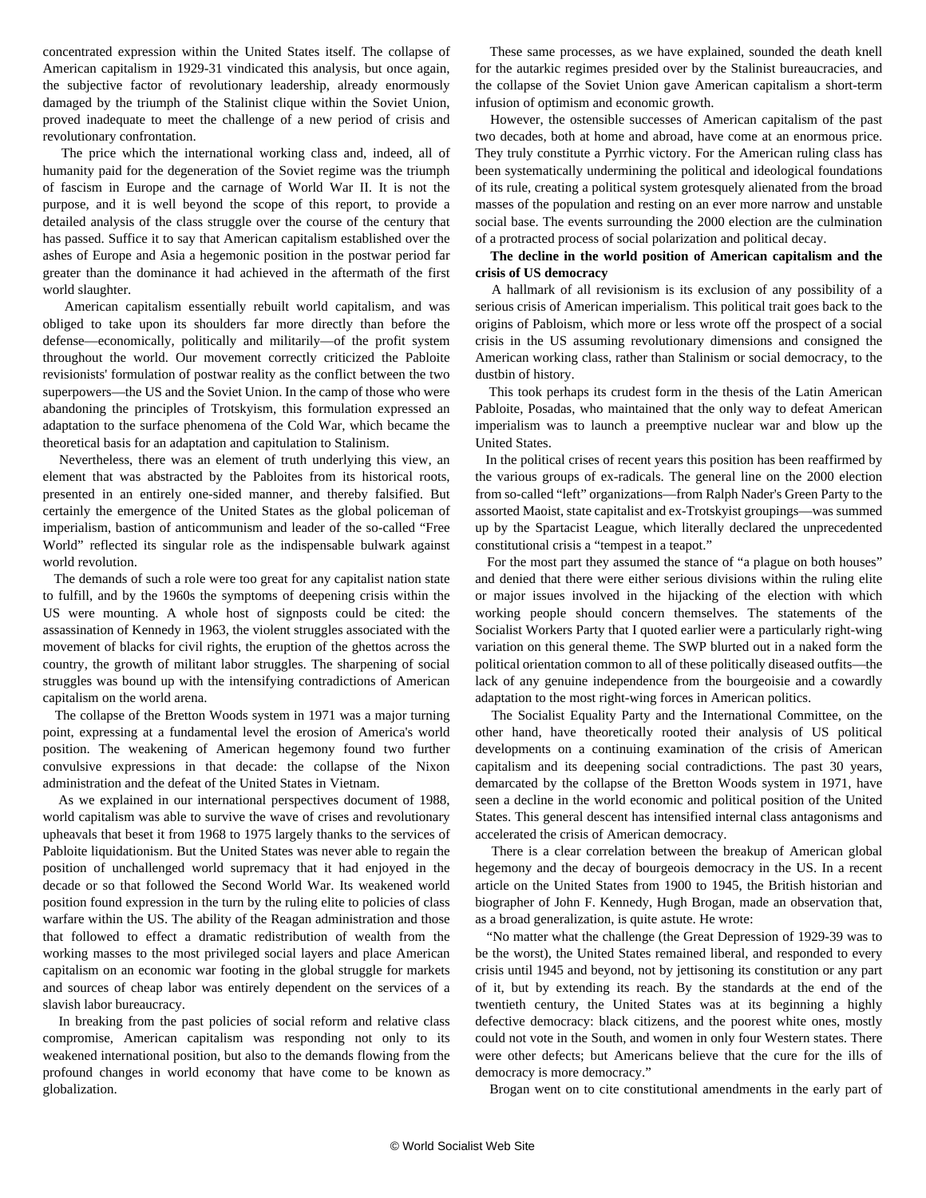concentrated expression within the United States itself. The collapse of American capitalism in 1929-31 vindicated this analysis, but once again, the subjective factor of revolutionary leadership, already enormously damaged by the triumph of the Stalinist clique within the Soviet Union, proved inadequate to meet the challenge of a new period of crisis and revolutionary confrontation.

The price which the international working class and, indeed, all of humanity paid for the degeneration of the Soviet regime was the triumph of fascism in Europe and the carnage of World War II. It is not the purpose, and it is well beyond the scope of this report, to provide a detailed analysis of the class struggle over the course of the century that has passed. Suffice it to say that American capitalism established over the ashes of Europe and Asia a hegemonic position in the postwar period far greater than the dominance it had achieved in the aftermath of the first world slaughter.

American capitalism essentially rebuilt world capitalism, and was obliged to take upon its shoulders far more directly than before the defense—economically, politically and militarily—of the profit system throughout the world. Our movement correctly criticized the Pabloite revisionists' formulation of postwar reality as the conflict between the two superpowers—the US and the Soviet Union. In the camp of those who were abandoning the principles of Trotskyism, this formulation expressed an adaptation to the surface phenomena of the Cold War, which became the theoretical basis for an adaptation and capitulation to Stalinism.

Nevertheless, there was an element of truth underlying this view, an element that was abstracted by the Pabloites from its historical roots, presented in an entirely one-sided manner, and thereby falsified. But certainly the emergence of the United States as the global policeman of imperialism, bastion of anticommunism and leader of the so-called "Free World" reflected its singular role as the indispensable bulwark against world revolution.

The demands of such a role were too great for any capitalist nation state to fulfill, and by the 1960s the symptoms of deepening crisis within the US were mounting. A whole host of signposts could be cited: the assassination of Kennedy in 1963, the violent struggles associated with the movement of blacks for civil rights, the eruption of the ghettos across the country, the growth of militant labor struggles. The sharpening of social struggles was bound up with the intensifying contradictions of American capitalism on the world arena.

The collapse of the Bretton Woods system in 1971 was a major turning point, expressing at a fundamental level the erosion of America's world position. The weakening of American hegemony found two further convulsive expressions in that decade: the collapse of the Nixon administration and the defeat of the United States in Vietnam.

As we explained in our international perspectives document of 1988, world capitalism was able to survive the wave of crises and revolutionary upheavals that beset it from 1968 to 1975 largely thanks to the services of Pabloite liquidationism. But the United States was never able to regain the position of unchallenged world supremacy that it had enjoyed in the decade or so that followed the Second World War. Its weakened world position found expression in the turn by the ruling elite to policies of class warfare within the US. The ability of the Reagan administration and those that followed to effect a dramatic redistribution of wealth from the working masses to the most privileged social layers and place American capitalism on an economic war footing in the global struggle for markets and sources of cheap labor was entirely dependent on the services of a slavish labor bureaucracy.

In breaking from the past policies of social reform and relative class compromise, American capitalism was responding not only to its weakened international position, but also to the demands flowing from the profound changes in world economy that have come to be known as globalization.

These same processes, as we have explained, sounded the death knell for the autarkic regimes presided over by the Stalinist bureaucracies, and the collapse of the Soviet Union gave American capitalism a short-term infusion of optimism and economic growth.

However, the ostensible successes of American capitalism of the past two decades, both at home and abroad, have come at an enormous price. They truly constitute a Pyrrhic victory. For the American ruling class has been systematically undermining the political and ideological foundations of its rule, creating a political system grotesquely alienated from the broad masses of the population and resting on an ever more narrow and unstable social base. The events surrounding the 2000 election are the culmination of a protracted process of social polarization and political decay.

**The decline in the world position of American capitalism and the crisis of US democracy**

A hallmark of all revisionism is its exclusion of any possibility of a serious crisis of American imperialism. This political trait goes back to the origins of Pabloism, which more or less wrote off the prospect of a social crisis in the US assuming revolutionary dimensions and consigned the American working class, rather than Stalinism or social democracy, to the dustbin of history.

This took perhaps its crudest form in the thesis of the Latin American Pabloite, Posadas, who maintained that the only way to defeat American imperialism was to launch a preemptive nuclear war and blow up the United States.

In the political crises of recent years this position has been reaffirmed by the various groups of ex-radicals. The general line on the 2000 election from so-called "left" organizations—from Ralph Nader's Green Party to the assorted Maoist, state capitalist and ex-Trotskyist groupings—was summed up by the Spartacist League, which literally declared the unprecedented constitutional crisis a "tempest in a teapot."

For the most part they assumed the stance of "a plague on both houses" and denied that there were either serious divisions within the ruling elite or major issues involved in the hijacking of the election with which working people should concern themselves. The statements of the Socialist Workers Party that I quoted earlier were a particularly right-wing variation on this general theme. The SWP blurted out in a naked form the political orientation common to all of these politically diseased outfits—the lack of any genuine independence from the bourgeoisie and a cowardly adaptation to the most right-wing forces in American politics.

The Socialist Equality Party and the International Committee, on the other hand, have theoretically rooted their analysis of US political developments on a continuing examination of the crisis of American capitalism and its deepening social contradictions. The past 30 years, demarcated by the collapse of the Bretton Woods system in 1971, have seen a decline in the world economic and political position of the United States. This general descent has intensified internal class antagonisms and accelerated the crisis of American democracy.

There is a clear correlation between the breakup of American global hegemony and the decay of bourgeois democracy in the US. In a recent article on the United States from 1900 to 1945, the British historian and biographer of John F. Kennedy, Hugh Brogan, made an observation that, as a broad generalization, is quite astute. He wrote:

"No matter what the challenge (the Great Depression of 1929-39 was to be the worst), the United States remained liberal, and responded to every crisis until 1945 and beyond, not by jettisoning its constitution or any part of it, but by extending its reach. By the standards at the end of the twentieth century, the United States was at its beginning a highly defective democracy: black citizens, and the poorest white ones, mostly could not vote in the South, and women in only four Western states. There were other defects; but Americans believe that the cure for the ills of democracy is more democracy."

Brogan went on to cite constitutional amendments in the early part of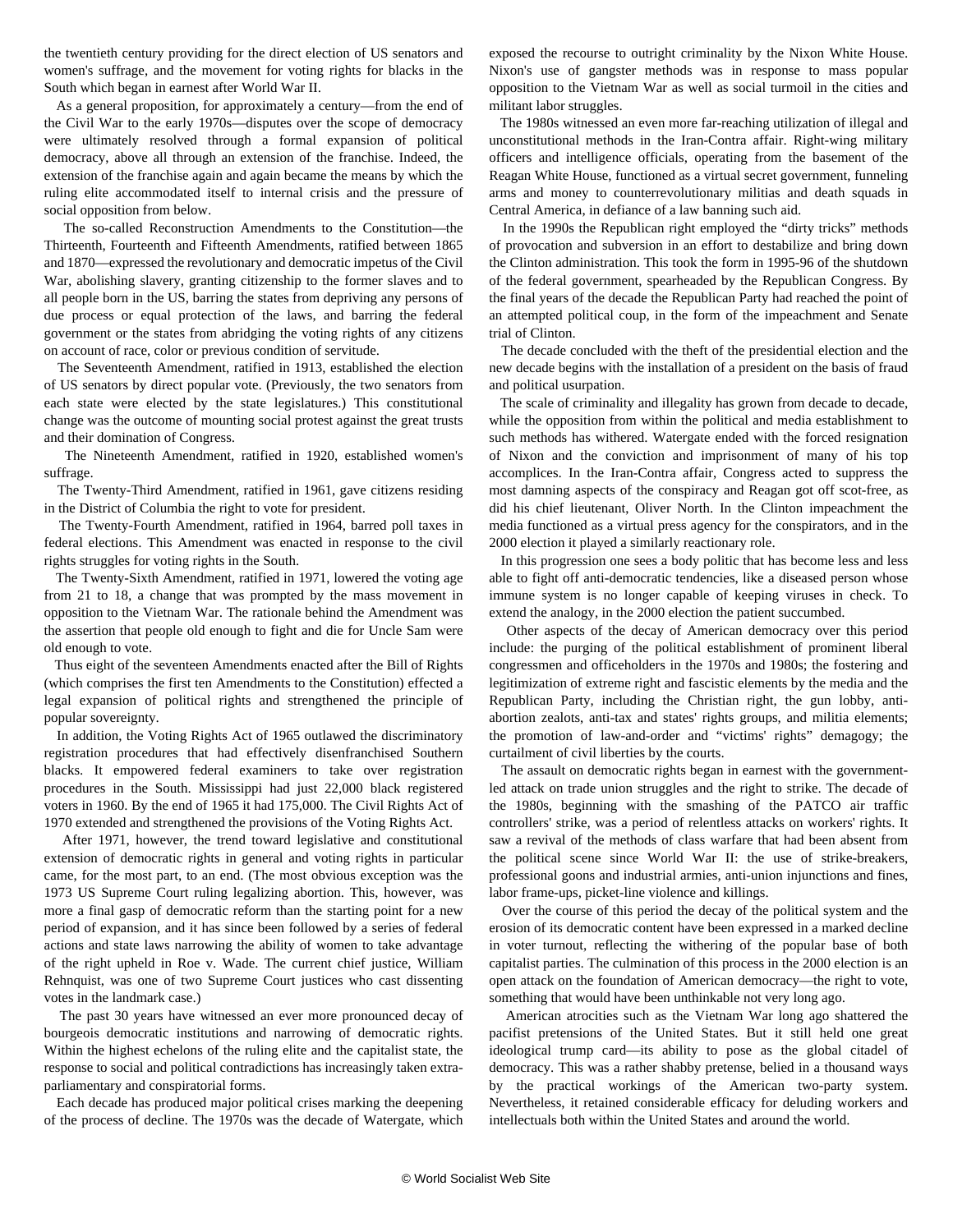the twentieth century providing for the direct election of US senators and women's suffrage, and the movement for voting rights for blacks in the South which began in earnest after World War II.

As a general proposition, for approximately a century—from the end of the Civil War to the early 1970s—disputes over the scope of democracy were ultimately resolved through a formal expansion of political democracy, above all through an extension of the franchise. Indeed, the extension of the franchise again and again became the means by which the ruling elite accommodated itself to internal crisis and the pressure of social opposition from below.

The so-called Reconstruction Amendments to the Constitution—the Thirteenth, Fourteenth and Fifteenth Amendments, ratified between 1865 and 1870—expressed the revolutionary and democratic impetus of the Civil War, abolishing slavery, granting citizenship to the former slaves and to all people born in the US, barring the states from depriving any persons of due process or equal protection of the laws, and barring the federal government or the states from abridging the voting rights of any citizens on account of race, color or previous condition of servitude.

The Seventeenth Amendment, ratified in 1913, established the election of US senators by direct popular vote. (Previously, the two senators from each state were elected by the state legislatures.) This constitutional change was the outcome of mounting social protest against the great trusts and their domination of Congress.

The Nineteenth Amendment, ratified in 1920, established women's suffrage.

The Twenty-Third Amendment, ratified in 1961, gave citizens residing in the District of Columbia the right to vote for president.

The Twenty-Fourth Amendment, ratified in 1964, barred poll taxes in federal elections. This Amendment was enacted in response to the civil rights struggles for voting rights in the South.

The Twenty-Sixth Amendment, ratified in 1971, lowered the voting age from 21 to 18, a change that was prompted by the mass movement in opposition to the Vietnam War. The rationale behind the Amendment was the assertion that people old enough to fight and die for Uncle Sam were old enough to vote.

Thus eight of the seventeen Amendments enacted after the Bill of Rights (which comprises the first ten Amendments to the Constitution) effected a legal expansion of political rights and strengthened the principle of popular sovereignty.

In addition, the Voting Rights Act of 1965 outlawed the discriminatory registration procedures that had effectively disenfranchised Southern blacks. It empowered federal examiners to take over registration procedures in the South. Mississippi had just 22,000 black registered voters in 1960. By the end of 1965 it had 175,000. The Civil Rights Act of 1970 extended and strengthened the provisions of the Voting Rights Act.

After 1971, however, the trend toward legislative and constitutional extension of democratic rights in general and voting rights in particular came, for the most part, to an end. (The most obvious exception was the 1973 US Supreme Court ruling legalizing abortion. This, however, was more a final gasp of democratic reform than the starting point for a new period of expansion, and it has since been followed by a series of federal actions and state laws narrowing the ability of women to take advantage of the right upheld in Roe v. Wade. The current chief justice, William Rehnquist, was one of two Supreme Court justices who cast dissenting votes in the landmark case.)

The past 30 years have witnessed an ever more pronounced decay of bourgeois democratic institutions and narrowing of democratic rights. Within the highest echelons of the ruling elite and the capitalist state, the response to social and political contradictions has increasingly taken extra-parliamentary and conspiratorial forms.

Each decade has produced major political crises marking the deepening of the process of decline. The 1970s was the decade of Watergate, which exposed the recourse to outright criminality by the Nixon White House. Nixon's use of gangster methods was in response to mass popular opposition to the Vietnam War as well as social turmoil in the cities and militant labor struggles.

The 1980s witnessed an even more far-reaching utilization of illegal and unconstitutional methods in the Iran-Contra affair. Right-wing military officers and intelligence officials, operating from the basement of the Reagan White House, functioned as a virtual secret government, funneling arms and money to counterrevolutionary militias and death squads in Central America, in defiance of a law banning such aid.

In the 1990s the Republican right employed the “dirty tricks” methods of provocation and subversion in an effort to destabilize and bring down the Clinton administration. This took the form in 1995-96 of the shutdown of the federal government, spearheaded by the Republican Congress. By the final years of the decade the Republican Party had reached the point of an attempted political coup, in the form of the impeachment and Senate trial of Clinton.

The decade concluded with the theft of the presidential election and the new decade begins with the installation of a president on the basis of fraud and political usurpation.

The scale of criminality and illegality has grown from decade to decade, while the opposition from within the political and media establishment to such methods has withered. Watergate ended with the forced resignation of Nixon and the conviction and imprisonment of many of his top accomplices. In the Iran-Contra affair, Congress acted to suppress the most damning aspects of the conspiracy and Reagan got off scot-free, as did his chief lieutenant, Oliver North. In the Clinton impeachment the media functioned as a virtual press agency for the conspirators, and in the 2000 election it played a similarly reactionary role.

In this progression one sees a body politic that has become less and less able to fight off anti-democratic tendencies, like a diseased person whose immune system is no longer capable of keeping viruses in check. To extend the analogy, in the 2000 election the patient succumbed.

Other aspects of the decay of American democracy over this period include: the purging of the political establishment of prominent liberal congressmen and officeholders in the 1970s and 1980s; the fostering and legitimization of extreme right and fascistic elements by the media and the Republican Party, including the Christian right, the gun lobby, anti-abortion zealots, anti-tax and states' rights groups, and militia elements; the promotion of law-and-order and “victims' rights” demagogy; the curtailment of civil liberties by the courts.

The assault on democratic rights began in earnest with the government-led attack on trade union struggles and the right to strike. The decade of the 1980s, beginning with the smashing of the PATCO air traffic controllers' strike, was a period of relentless attacks on workers' rights. It saw a revival of the methods of class warfare that had been absent from the political scene since World War II: the use of strike-breakers, professional goons and industrial armies, anti-union injunctions and fines, labor frame-ups, picket-line violence and killings.

Over the course of this period the decay of the political system and the erosion of its democratic content have been expressed in a marked decline in voter turnout, reflecting the withering of the popular base of both capitalist parties. The culmination of this process in the 2000 election is an open attack on the foundation of American democracy—the right to vote, something that would have been unthinkable not very long ago.

American atrocities such as the Vietnam War long ago shattered the pacifist pretensions of the United States. But it still held one great ideological trump card—its ability to pose as the global citadel of democracy. This was a rather shabby pretense, belied in a thousand ways by the practical workings of the American two-party system. Nevertheless, it retained considerable efficacy for deluding workers and intellectuals both within the United States and around the world.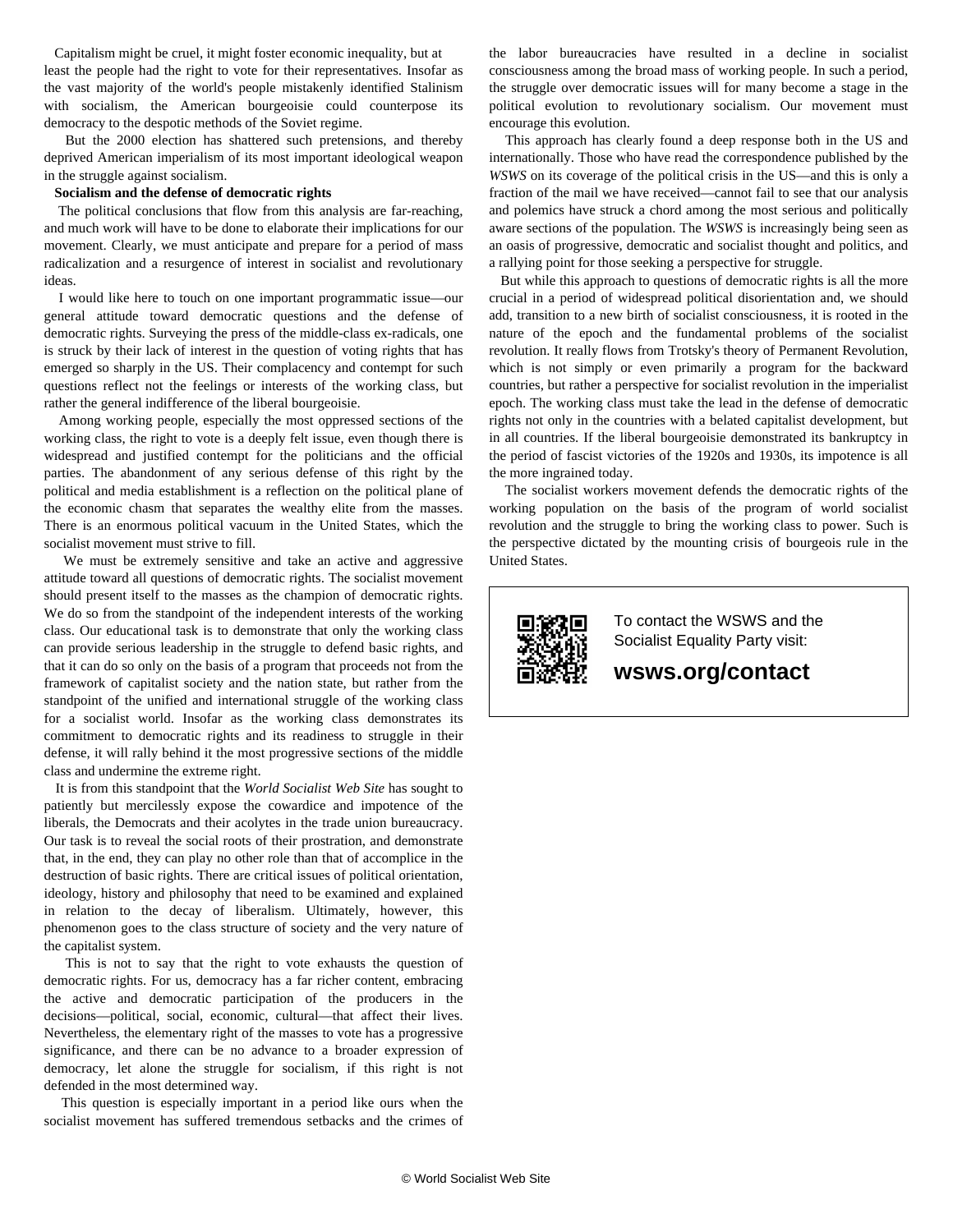Capitalism might be cruel, it might foster economic inequality, but at least the people had the right to vote for their representatives. Insofar as the vast majority of the world's people mistakenly identified Stalinism with socialism, the American bourgeoisie could counterpose its democracy to the despotic methods of the Soviet regime.

But the 2000 election has shattered such pretensions, and thereby deprived American imperialism of its most important ideological weapon in the struggle against socialism.

**Socialism and the defense of democratic rights**

The political conclusions that flow from this analysis are far-reaching, and much work will have to be done to elaborate their implications for our movement. Clearly, we must anticipate and prepare for a period of mass radicalization and a resurgence of interest in socialist and revolutionary ideas.

I would like here to touch on one important programmatic issue—our general attitude toward democratic questions and the defense of democratic rights. Surveying the press of the middle-class ex-radicals, one is struck by their lack of interest in the question of voting rights that has emerged so sharply in the US. Their complacency and contempt for such questions reflect not the feelings or interests of the working class, but rather the general indifference of the liberal bourgeoisie.

Among working people, especially the most oppressed sections of the working class, the right to vote is a deeply felt issue, even though there is widespread and justified contempt for the politicians and the official parties. The abandonment of any serious defense of this right by the political and media establishment is a reflection on the political plane of the economic chasm that separates the wealthy elite from the masses. There is an enormous political vacuum in the United States, which the socialist movement must strive to fill.

We must be extremely sensitive and take an active and aggressive attitude toward all questions of democratic rights. The socialist movement should present itself to the masses as the champion of democratic rights. We do so from the standpoint of the independent interests of the working class. Our educational task is to demonstrate that only the working class can provide serious leadership in the struggle to defend basic rights, and that it can do so only on the basis of a program that proceeds not from the framework of capitalist society and the nation state, but rather from the standpoint of the unified and international struggle of the working class for a socialist world. Insofar as the working class demonstrates its commitment to democratic rights and its readiness to struggle in their defense, it will rally behind it the most progressive sections of the middle class and undermine the extreme right.

It is from this standpoint that the *World Socialist Web Site* has sought to patiently but mercilessly expose the cowardice and impotence of the liberals, the Democrats and their acolytes in the trade union bureaucracy. Our task is to reveal the social roots of their prostration, and demonstrate that, in the end, they can play no other role than that of accomplice in the destruction of basic rights. There are critical issues of political orientation, ideology, history and philosophy that need to be examined and explained in relation to the decay of liberalism. Ultimately, however, this phenomenon goes to the class structure of society and the very nature of the capitalist system.

This is not to say that the right to vote exhausts the question of democratic rights. For us, democracy has a far richer content, embracing the active and democratic participation of the producers in the decisions—political, social, economic, cultural—that affect their lives. Nevertheless, the elementary right of the masses to vote has a progressive significance, and there can be no advance to a broader expression of democracy, let alone the struggle for socialism, if this right is not defended in the most determined way.

This question is especially important in a period like ours when the socialist movement has suffered tremendous setbacks and the crimes of the labor bureaucracies have resulted in a decline in socialist consciousness among the broad mass of working people. In such a period, the struggle over democratic issues will for many become a stage in the political evolution to revolutionary socialism. Our movement must encourage this evolution.

This approach has clearly found a deep response both in the US and internationally. Those who have read the correspondence published by the *WSWS* on its coverage of the political crisis in the US—and this is only a fraction of the mail we have received—cannot fail to see that our analysis and polemics have struck a chord among the most serious and politically aware sections of the population. The *WSWS* is increasingly being seen as an oasis of progressive, democratic and socialist thought and politics, and a rallying point for those seeking a perspective for struggle.

But while this approach to questions of democratic rights is all the more crucial in a period of widespread political disorientation and, we should add, transition to a new birth of socialist consciousness, it is rooted in the nature of the epoch and the fundamental problems of the socialist revolution. It really flows from Trotsky's theory of Permanent Revolution, which is not simply or even primarily a program for the backward countries, but rather a perspective for socialist revolution in the imperialist epoch. The working class must take the lead in the defense of democratic rights not only in the countries with a belated capitalist development, but in all countries. If the liberal bourgeoisie demonstrated its bankruptcy in the period of fascist victories of the 1920s and 1930s, its impotence is all the more ingrained today.

The socialist workers movement defends the democratic rights of the working population on the basis of the program of world socialist revolution and the struggle to bring the working class to power. Such is the perspective dictated by the mounting crisis of bourgeois rule in the United States.

To contact the WSWS and the Socialist Equality Party visit:

**wsws.org/contact**